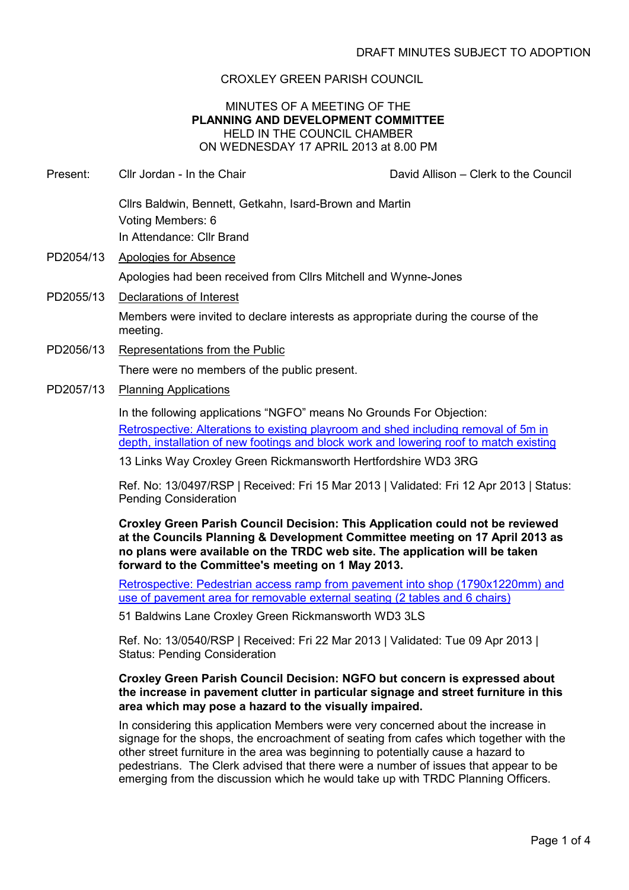DRAFT MINUTES SUBJECT TO ADOPTION

# CROXLEY GREEN PARISH COUNCIL

## MINUTES OF A MEETING OF THE PLANNING AND DEVELOPMENT COMMITTEE HELD IN THE COUNCIL CHAMBER ON WEDNESDAY 17 APRIL 2013 at 8.00 PM

Present: Cllr Jordan - In the Chair — David Allison – Clerk to the Council

Cllrs Baldwin, Bennett, Getkahn, Isard-Brown and Martin
Voting Members: 6
In Attendance: Cllr Brand

PD2054/13 Apologies for Absence

Apologies had been received from Cllrs Mitchell and Wynne-Jones

PD2055/13 Declarations of Interest

Members were invited to declare interests as appropriate during the course of the meeting.

PD2056/13 Representations from the Public

There were no members of the public present.

PD2057/13 Planning Applications

In the following applications "NGFO" means No Grounds For Objection:

Retrospective: Alterations to existing playroom and shed including removal of 5m in depth, installation of new footings and block work and lowering roof to match existing

13 Links Way Croxley Green Rickmansworth Hertfordshire WD3 3RG

Ref. No: 13/0497/RSP | Received: Fri 15 Mar 2013 | Validated: Fri 12 Apr 2013 | Status: Pending Consideration

**Croxley Green Parish Council Decision: This Application could not be reviewed at the Councils Planning & Development Committee meeting on 17 April 2013 as no plans were available on the TRDC web site. The application will be taken forward to the Committee's meeting on 1 May 2013.**

Retrospective: Pedestrian access ramp from pavement into shop (1790x1220mm) and use of pavement area for removable external seating (2 tables and 6 chairs)

51 Baldwins Lane Croxley Green Rickmansworth WD3 3LS

Ref. No: 13/0540/RSP | Received: Fri 22 Mar 2013 | Validated: Tue 09 Apr 2013 | Status: Pending Consideration

**Croxley Green Parish Council Decision: NGFO but concern is expressed about the increase in pavement clutter in particular signage and street furniture in this area which may pose a hazard to the visually impaired.**

In considering this application Members were very concerned about the increase in signage for the shops, the encroachment of seating from cafes which together with the other street furniture in the area was beginning to potentially cause a hazard to pedestrians. The Clerk advised that there were a number of issues that appear to be emerging from the discussion which he would take up with TRDC Planning Officers.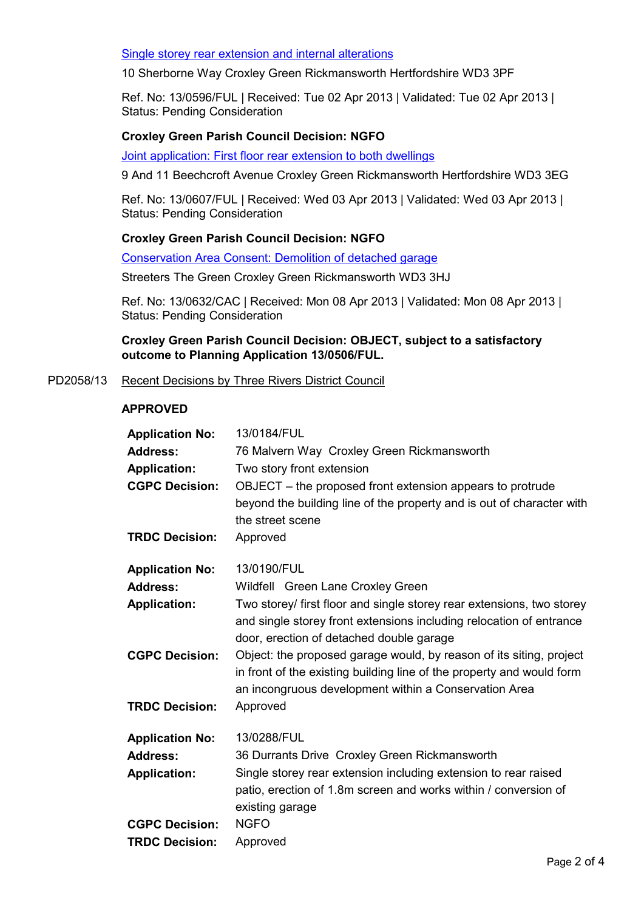Single storey rear extension and internal alterations

10 Sherborne Way Croxley Green Rickmansworth Hertfordshire WD3 3PF

Ref. No: 13/0596/FUL | Received: Tue 02 Apr 2013 | Validated: Tue 02 Apr 2013 | Status: Pending Consideration

**Croxley Green Parish Council Decision: NGFO**

Joint application: First floor rear extension to both dwellings

9 And 11 Beechcroft Avenue Croxley Green Rickmansworth Hertfordshire WD3 3EG

Ref. No: 13/0607/FUL | Received: Wed 03 Apr 2013 | Validated: Wed 03 Apr 2013 | Status: Pending Consideration

**Croxley Green Parish Council Decision: NGFO**

Conservation Area Consent: Demolition of detached garage

Streeters The Green Croxley Green Rickmansworth WD3 3HJ

Ref. No: 13/0632/CAC | Received: Mon 08 Apr 2013 | Validated: Mon 08 Apr 2013 | Status: Pending Consideration

**Croxley Green Parish Council Decision: OBJECT, subject to a satisfactory outcome to Planning Application 13/0506/FUL.**

PD2058/13 Recent Decisions by Three Rivers District Council

**APPROVED**

| | |
|---|---|
| **Application No:** | 13/0184/FUL |
| **Address:** | 76 Malvern Way Croxley Green Rickmansworth |
| **Application:** | Two story front extension |
| **CGPC Decision:** | OBJECT – the proposed front extension appears to protrude beyond the building line of the property and is out of character with the street scene |
| **TRDC Decision:** | Approved |

| | |
|---|---|
| **Application No:** | 13/0190/FUL |
| **Address:** | Wildfell Green Lane Croxley Green |
| **Application:** | Two storey/ first floor and single storey rear extensions, two storey and single storey front extensions including relocation of entrance door, erection of detached double garage |
| **CGPC Decision:** | Object: the proposed garage would, by reason of its siting, project in front of the existing building line of the property and would form an incongruous development within a Conservation Area |
| **TRDC Decision:** | Approved |

| | |
|---|---|
| **Application No:** | 13/0288/FUL |
| **Address:** | 36 Durrants Drive Croxley Green Rickmansworth |
| **Application:** | Single storey rear extension including extension to rear raised patio, erection of 1.8m screen and works within / conversion of existing garage |
| **CGPC Decision:** | NGFO |
| **TRDC Decision:** | Approved |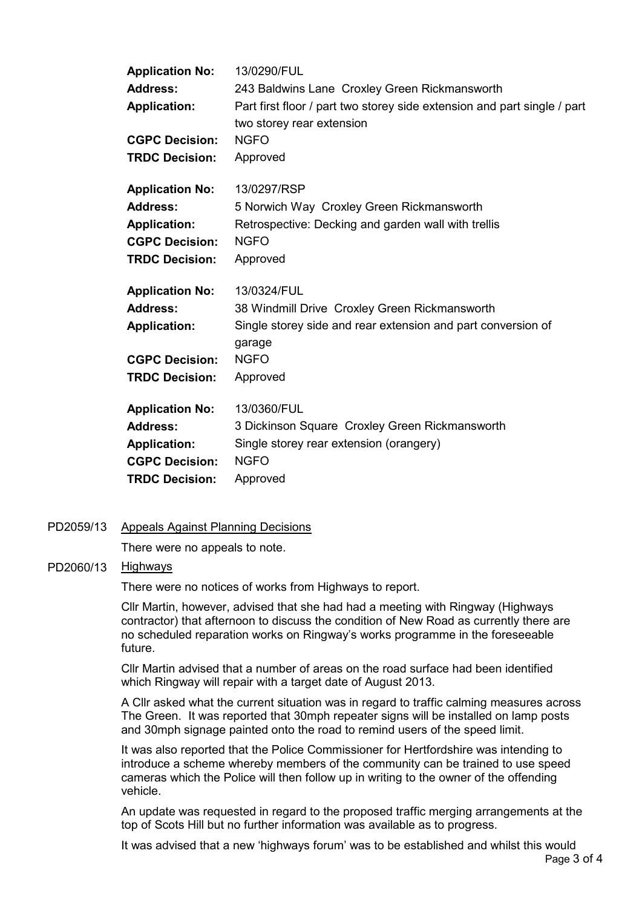| | |
|---|---|
| **Application No:** | 13/0290/FUL |
| **Address:** | 243 Baldwins Lane Croxley Green Rickmansworth |
| **Application:** | Part first floor / part two storey side extension and part single / part two storey rear extension |
| **CGPC Decision:** | NGFO |
| **TRDC Decision:** | Approved |

| | |
|---|---|
| **Application No:** | 13/0297/RSP |
| **Address:** | 5 Norwich Way Croxley Green Rickmansworth |
| **Application:** | Retrospective: Decking and garden wall with trellis |
| **CGPC Decision:** | NGFO |
| **TRDC Decision:** | Approved |

| | |
|---|---|
| **Application No:** | 13/0324/FUL |
| **Address:** | 38 Windmill Drive Croxley Green Rickmansworth |
| **Application:** | Single storey side and rear extension and part conversion of garage |
| **CGPC Decision:** | NGFO |
| **TRDC Decision:** | Approved |

| | |
|---|---|
| **Application No:** | 13/0360/FUL |
| **Address:** | 3 Dickinson Square Croxley Green Rickmansworth |
| **Application:** | Single storey rear extension (orangery) |
| **CGPC Decision:** | NGFO |
| **TRDC Decision:** | Approved |

PD2059/13 Appeals Against Planning Decisions

There were no appeals to note.

PD2060/13 Highways

There were no notices of works from Highways to report.

Cllr Martin, however, advised that she had had a meeting with Ringway (Highways contractor) that afternoon to discuss the condition of New Road as currently there are no scheduled reparation works on Ringway's works programme in the foreseeable future.

Cllr Martin advised that a number of areas on the road surface had been identified which Ringway will repair with a target date of August 2013.

A Cllr asked what the current situation was in regard to traffic calming measures across The Green. It was reported that 30mph repeater signs will be installed on lamp posts and 30mph signage painted onto the road to remind users of the speed limit.

It was also reported that the Police Commissioner for Hertfordshire was intending to introduce a scheme whereby members of the community can be trained to use speed cameras which the Police will then follow up in writing to the owner of the offending vehicle.

An update was requested in regard to the proposed traffic merging arrangements at the top of Scots Hill but no further information was available as to progress.

It was advised that a new 'highways forum' was to be established and whilst this would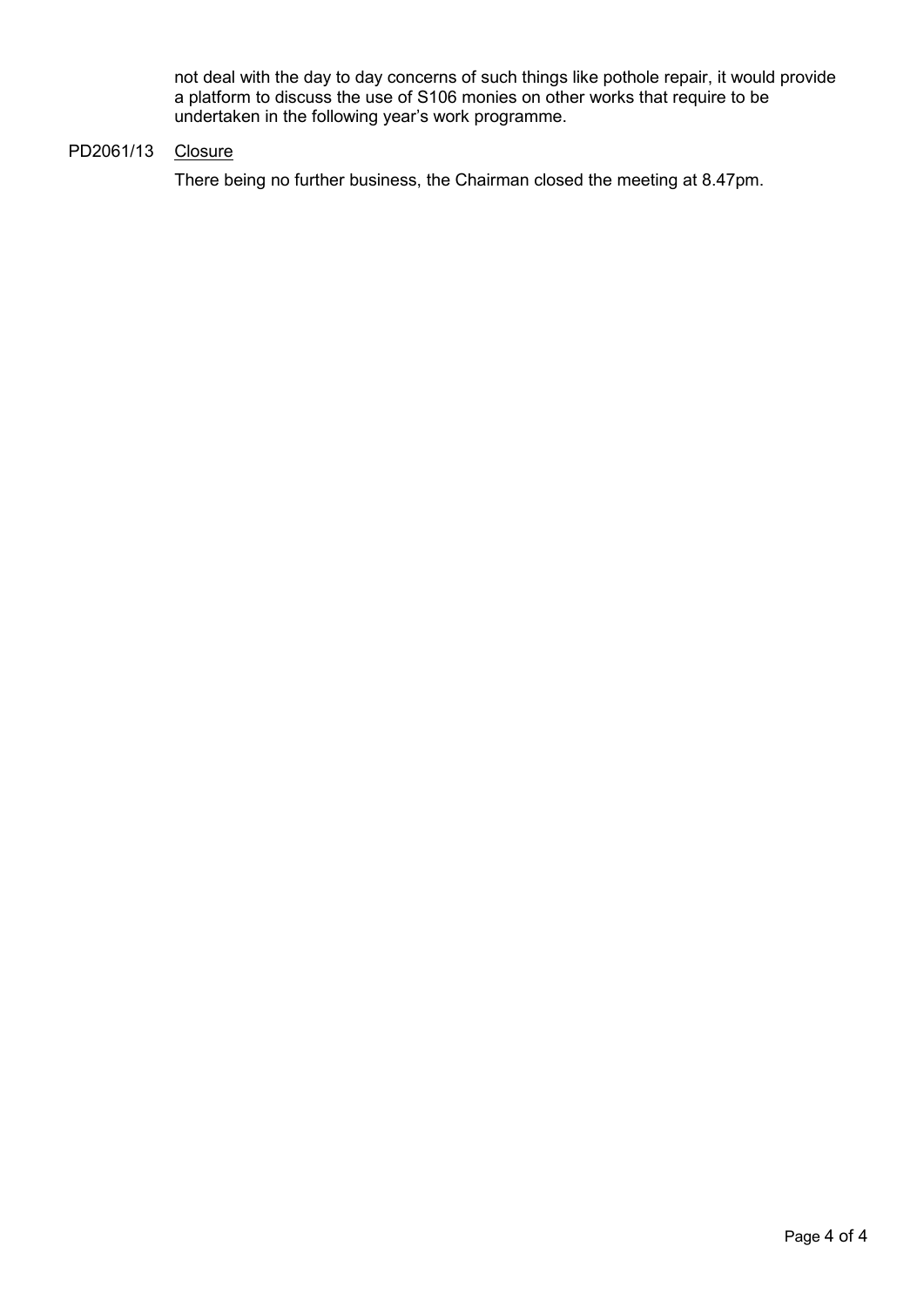not deal with the day to day concerns of such things like pothole repair, it would provide a platform to discuss the use of S106 monies on other works that require to be undertaken in the following year's work programme.

PD2061/13 Closure

There being no further business, the Chairman closed the meeting at 8.47pm.